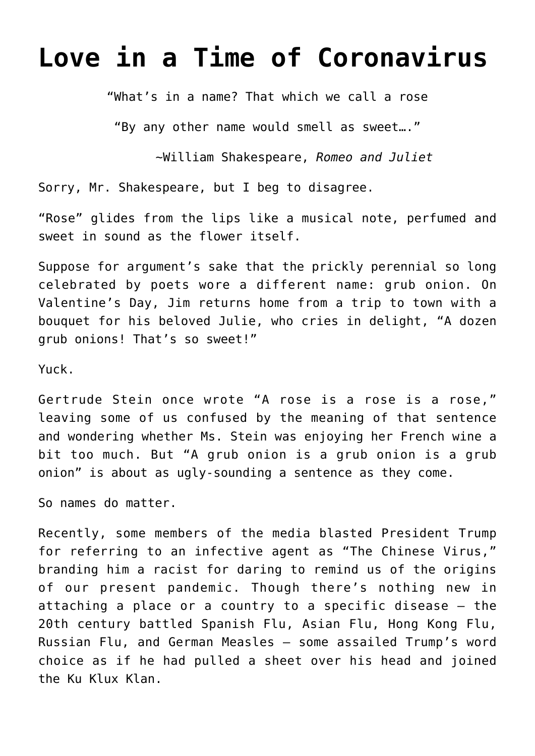# Love in a Time of Coronavirus

“What’s in a name? That which we call a rose

“By any other name would smell as sweet….”

~William Shakespeare, *Romeo and Juliet*

Sorry, Mr. Shakespeare, but I beg to disagree.

“Rose” glides from the lips like a musical note, perfumed and sweet in sound as the flower itself.

Suppose for argument’s sake that the prickly perennial so long celebrated by poets wore a different name: grub onion. On Valentine’s Day, Jim returns home from a trip to town with a bouquet for his beloved Julie, who cries in delight, “A dozen grub onions! That’s so sweet!”

Yuck.

Gertrude Stein once wrote “A rose is a rose is a rose,” leaving some of us confused by the meaning of that sentence and wondering whether Ms. Stein was enjoying her French wine a bit too much. But “A grub onion is a grub onion is a grub onion” is about as ugly-sounding a sentence as they come.

So names do matter.

Recently, some members of the media blasted President Trump for referring to an infective agent as “The Chinese Virus,” branding him a racist for daring to remind us of the origins of our present pandemic. Though there’s nothing new in attaching a place or a country to a specific disease – the 20th century battled Spanish Flu, Asian Flu, Hong Kong Flu, Russian Flu, and German Measles – some assailed Trump’s word choice as if he had pulled a sheet over his head and joined the Ku Klux Klan.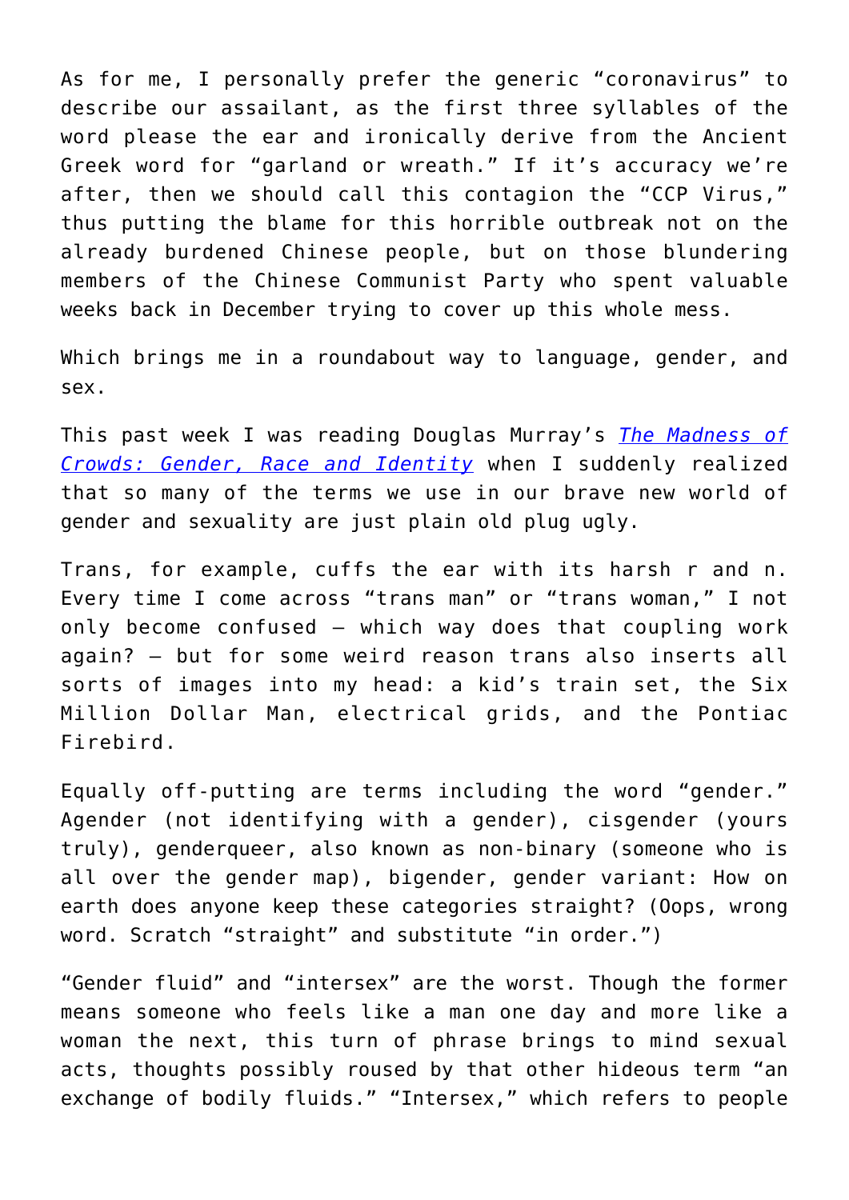As for me, I personally prefer the generic "coronavirus" to describe our assailant, as the first three syllables of the word please the ear and ironically derive from the Ancient Greek word for "garland or wreath." If it's accuracy we're after, then we should call this contagion the "CCP Virus," thus putting the blame for this horrible outbreak not on the already burdened Chinese people, but on those blundering members of the Chinese Communist Party who spent valuable weeks back in December trying to cover up this whole mess.

Which brings me in a roundabout way to language, gender, and sex.

This past week I was reading Douglas Murray's *The Madness of Crowds: Gender, Race and Identity* when I suddenly realized that so many of the terms we use in our brave new world of gender and sexuality are just plain old plug ugly.

Trans, for example, cuffs the ear with its harsh r and n. Every time I come across "trans man" or "trans woman," I not only become confused – which way does that coupling work again? – but for some weird reason trans also inserts all sorts of images into my head: a kid's train set, the Six Million Dollar Man, electrical grids, and the Pontiac Firebird.

Equally off-putting are terms including the word "gender." Agender (not identifying with a gender), cisgender (yours truly), genderqueer, also known as non-binary (someone who is all over the gender map), bigender, gender variant: How on earth does anyone keep these categories straight? (Oops, wrong word. Scratch "straight" and substitute "in order.")

"Gender fluid" and "intersex" are the worst. Though the former means someone who feels like a man one day and more like a woman the next, this turn of phrase brings to mind sexual acts, thoughts possibly roused by that other hideous term "an exchange of bodily fluids." "Intersex," which refers to people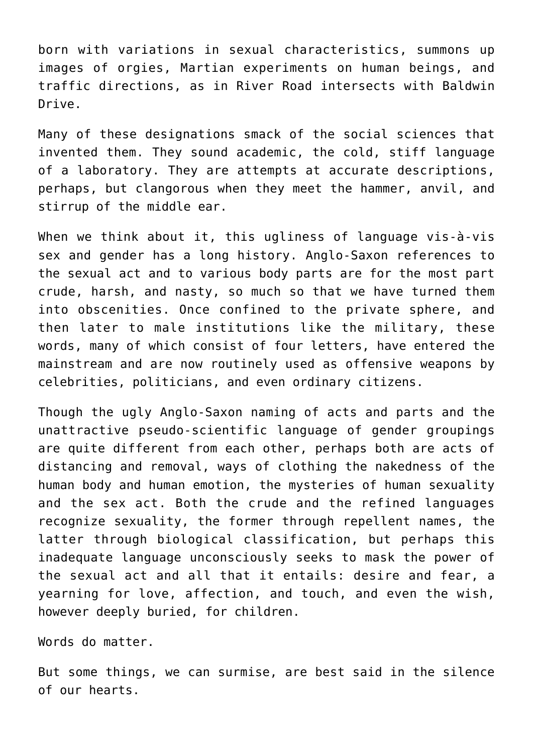born with variations in sexual characteristics, summons up images of orgies, Martian experiments on human beings, and traffic directions, as in River Road intersects with Baldwin Drive.

Many of these designations smack of the social sciences that invented them. They sound academic, the cold, stiff language of a laboratory. They are attempts at accurate descriptions, perhaps, but clangorous when they meet the hammer, anvil, and stirrup of the middle ear.

When we think about it, this ugliness of language vis-à-vis sex and gender has a long history. Anglo-Saxon references to the sexual act and to various body parts are for the most part crude, harsh, and nasty, so much so that we have turned them into obscenities. Once confined to the private sphere, and then later to male institutions like the military, these words, many of which consist of four letters, have entered the mainstream and are now routinely used as offensive weapons by celebrities, politicians, and even ordinary citizens.

Though the ugly Anglo-Saxon naming of acts and parts and the unattractive pseudo-scientific language of gender groupings are quite different from each other, perhaps both are acts of distancing and removal, ways of clothing the nakedness of the human body and human emotion, the mysteries of human sexuality and the sex act. Both the crude and the refined languages recognize sexuality, the former through repellent names, the latter through biological classification, but perhaps this inadequate language unconsciously seeks to mask the power of the sexual act and all that it entails: desire and fear, a yearning for love, affection, and touch, and even the wish, however deeply buried, for children.

Words do matter.

But some things, we can surmise, are best said in the silence of our hearts.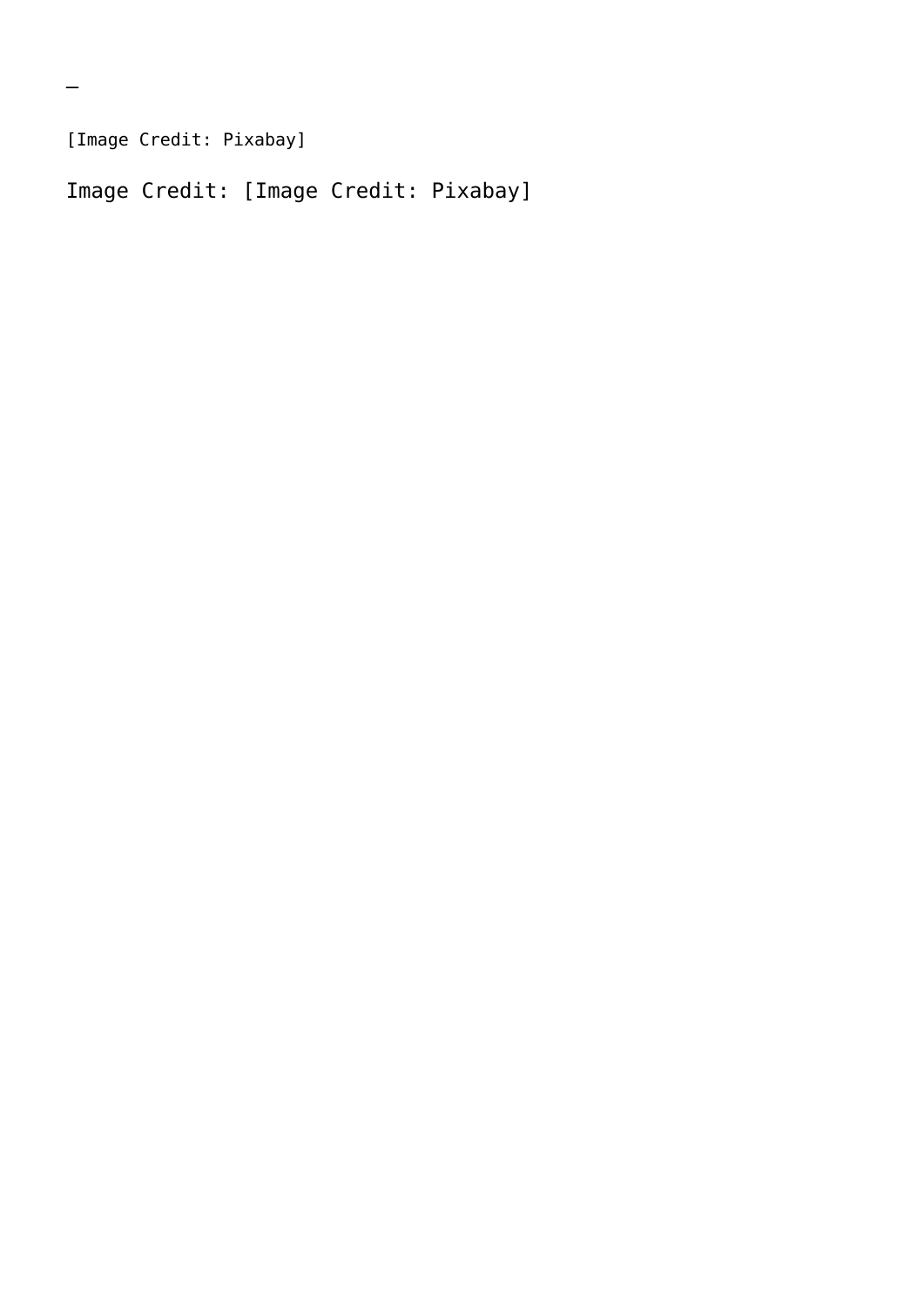_

[Image Credit: Pixabay]

Image Credit: [Image Credit: Pixabay]